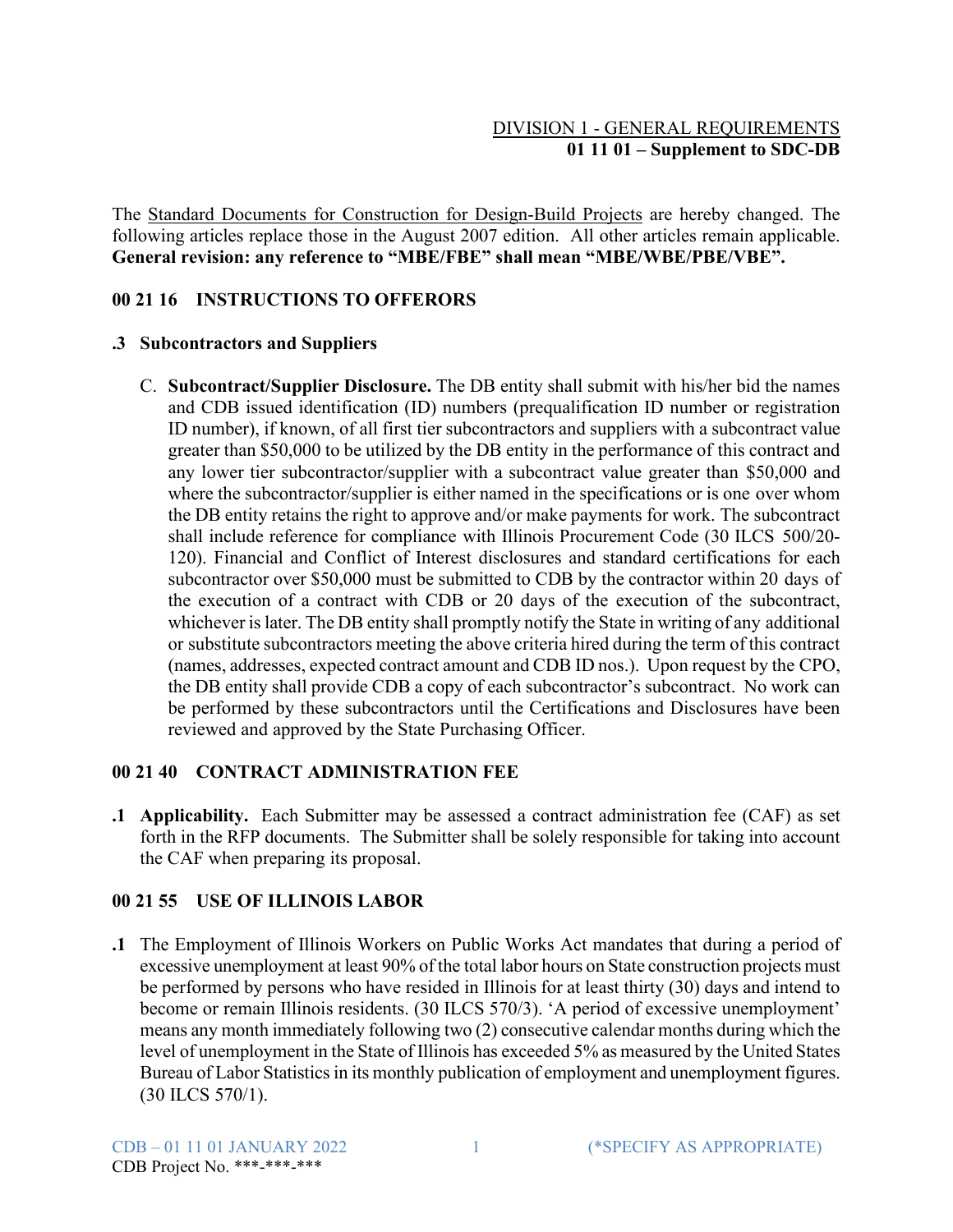DIVISION 1 - GENERAL REQUIREMENTS
**01 11 01 – Supplement to SDC-DB**

The Standard Documents for Construction for Design-Build Projects are hereby changed. The following articles replace those in the August 2007 edition. All other articles remain applicable. **General revision: any reference to "MBE/FBE" shall mean "MBE/WBE/PBE/VBE".**

## 00 21 16 INSTRUCTIONS TO OFFERORS

### .3 Subcontractors and Suppliers

C. **Subcontract/Supplier Disclosure.** The DB entity shall submit with his/her bid the names and CDB issued identification (ID) numbers (prequalification ID number or registration ID number), if known, of all first tier subcontractors and suppliers with a subcontract value greater than $50,000 to be utilized by the DB entity in the performance of this contract and any lower tier subcontractor/supplier with a subcontract value greater than $50,000 and where the subcontractor/supplier is either named in the specifications or is one over whom the DB entity retains the right to approve and/or make payments for work. The subcontract shall include reference for compliance with Illinois Procurement Code (30 ILCS 500/20-120). Financial and Conflict of Interest disclosures and standard certifications for each subcontractor over $50,000 must be submitted to CDB by the contractor within 20 days of the execution of a contract with CDB or 20 days of the execution of the subcontract, whichever is later. The DB entity shall promptly notify the State in writing of any additional or substitute subcontractors meeting the above criteria hired during the term of this contract (names, addresses, expected contract amount and CDB ID nos.). Upon request by the CPO, the DB entity shall provide CDB a copy of each subcontractor's subcontract. No work can be performed by these subcontractors until the Certifications and Disclosures have been reviewed and approved by the State Purchasing Officer.

## 00 21 40 CONTRACT ADMINISTRATION FEE

**.1 Applicability.** Each Submitter may be assessed a contract administration fee (CAF) as set forth in the RFP documents. The Submitter shall be solely responsible for taking into account the CAF when preparing its proposal.

## 00 21 55 USE OF ILLINOIS LABOR

**.1** The Employment of Illinois Workers on Public Works Act mandates that during a period of excessive unemployment at least 90% of the total labor hours on State construction projects must be performed by persons who have resided in Illinois for at least thirty (30) days and intend to become or remain Illinois residents. (30 ILCS 570/3). 'A period of excessive unemployment' means any month immediately following two (2) consecutive calendar months during which the level of unemployment in the State of Illinois has exceeded 5% as measured by the United States Bureau of Labor Statistics in its monthly publication of employment and unemployment figures. (30 ILCS 570/1).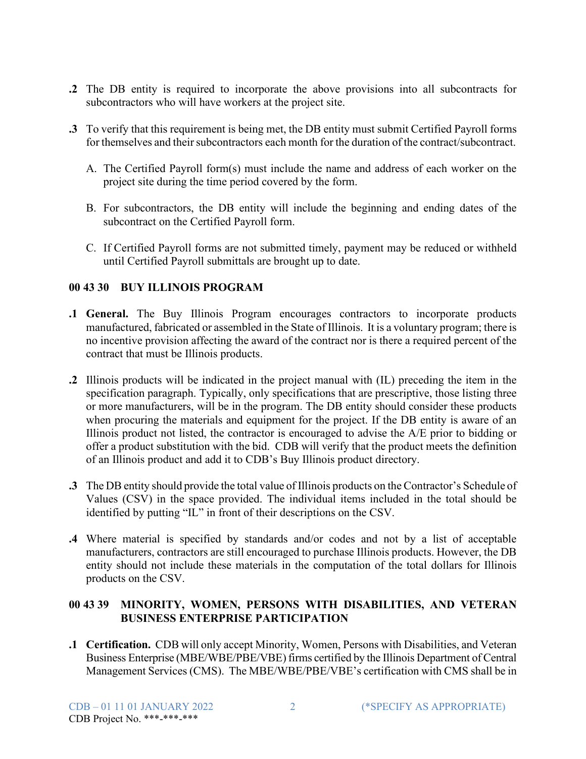**.2** The DB entity is required to incorporate the above provisions into all subcontracts for subcontractors who will have workers at the project site.

**.3** To verify that this requirement is being met, the DB entity must submit Certified Payroll forms for themselves and their subcontractors each month for the duration of the contract/subcontract.

A. The Certified Payroll form(s) must include the name and address of each worker on the project site during the time period covered by the form.

B. For subcontractors, the DB entity will include the beginning and ending dates of the subcontract on the Certified Payroll form.

C. If Certified Payroll forms are not submitted timely, payment may be reduced or withheld until Certified Payroll submittals are brought up to date.

## 00 43 30 BUY ILLINOIS PROGRAM

**.1 General.** The Buy Illinois Program encourages contractors to incorporate products manufactured, fabricated or assembled in the State of Illinois. It is a voluntary program; there is no incentive provision affecting the award of the contract nor is there a required percent of the contract that must be Illinois products.

**.2** Illinois products will be indicated in the project manual with (IL) preceding the item in the specification paragraph. Typically, only specifications that are prescriptive, those listing three or more manufacturers, will be in the program. The DB entity should consider these products when procuring the materials and equipment for the project. If the DB entity is aware of an Illinois product not listed, the contractor is encouraged to advise the A/E prior to bidding or offer a product substitution with the bid. CDB will verify that the product meets the definition of an Illinois product and add it to CDB's Buy Illinois product directory.

**.3** The DB entity should provide the total value of Illinois products on the Contractor's Schedule of Values (CSV) in the space provided. The individual items included in the total should be identified by putting "IL" in front of their descriptions on the CSV.

**.4** Where material is specified by standards and/or codes and not by a list of acceptable manufacturers, contractors are still encouraged to purchase Illinois products. However, the DB entity should not include these materials in the computation of the total dollars for Illinois products on the CSV.

## 00 43 39 MINORITY, WOMEN, PERSONS WITH DISABILITIES, AND VETERAN BUSINESS ENTERPRISE PARTICIPATION

**.1 Certification.** CDB will only accept Minority, Women, Persons with Disabilities, and Veteran Business Enterprise (MBE/WBE/PBE/VBE) firms certified by the Illinois Department of Central Management Services (CMS). The MBE/WBE/PBE/VBE's certification with CMS shall be in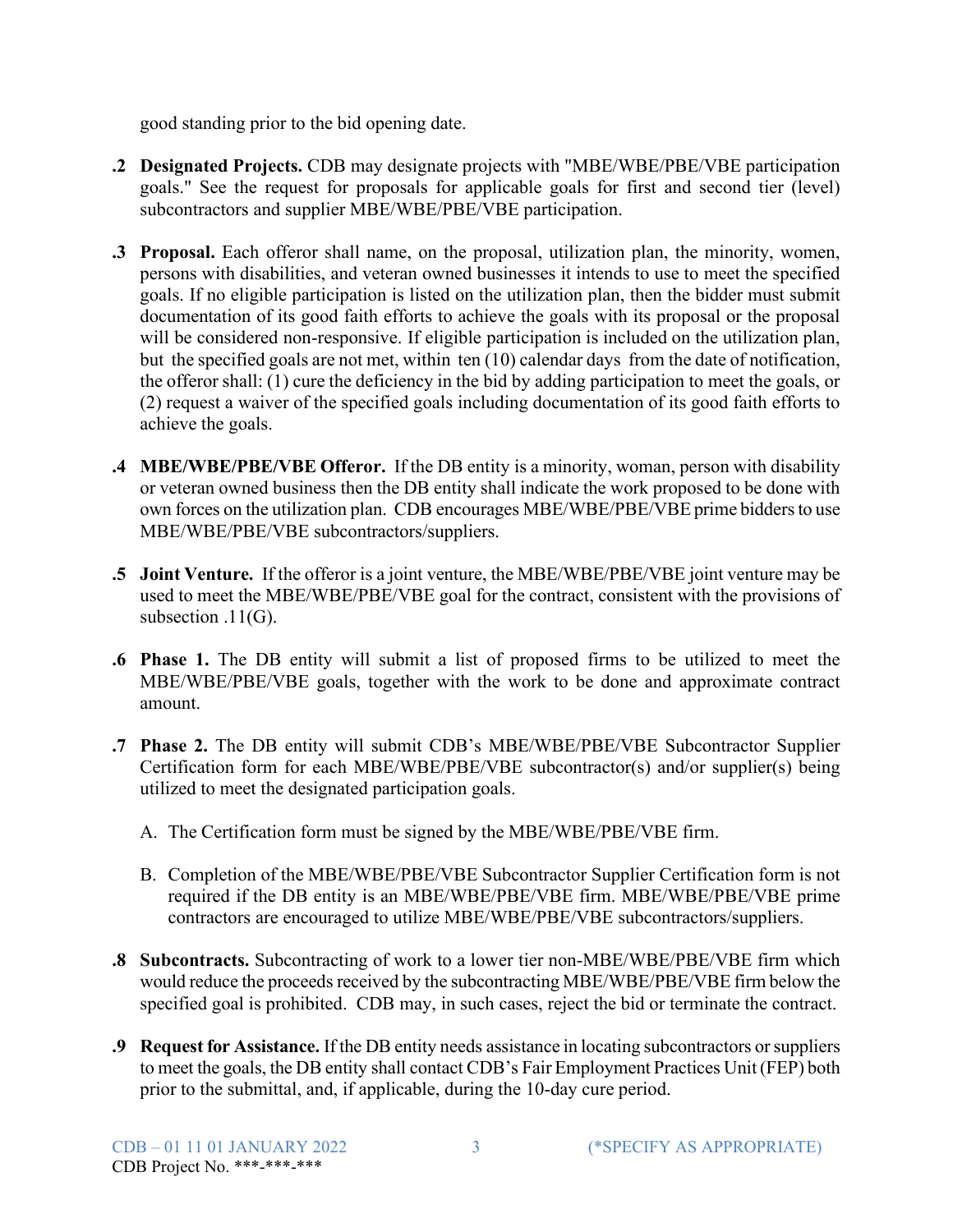good standing prior to the bid opening date.

**.2 Designated Projects.** CDB may designate projects with "MBE/WBE/PBE/VBE participation goals." See the request for proposals for applicable goals for first and second tier (level) subcontractors and supplier MBE/WBE/PBE/VBE participation.

**.3 Proposal.** Each offeror shall name, on the proposal, utilization plan, the minority, women, persons with disabilities, and veteran owned businesses it intends to use to meet the specified goals. If no eligible participation is listed on the utilization plan, then the bidder must submit documentation of its good faith efforts to achieve the goals with its proposal or the proposal will be considered non-responsive. If eligible participation is included on the utilization plan, but the specified goals are not met, within ten (10) calendar days from the date of notification, the offeror shall: (1) cure the deficiency in the bid by adding participation to meet the goals, or (2) request a waiver of the specified goals including documentation of its good faith efforts to achieve the goals.

**.4 MBE/WBE/PBE/VBE Offeror.** If the DB entity is a minority, woman, person with disability or veteran owned business then the DB entity shall indicate the work proposed to be done with own forces on the utilization plan. CDB encourages MBE/WBE/PBE/VBE prime bidders to use MBE/WBE/PBE/VBE subcontractors/suppliers.

**.5 Joint Venture.** If the offeror is a joint venture, the MBE/WBE/PBE/VBE joint venture may be used to meet the MBE/WBE/PBE/VBE goal for the contract, consistent with the provisions of subsection .11(G).

**.6 Phase 1.** The DB entity will submit a list of proposed firms to be utilized to meet the MBE/WBE/PBE/VBE goals, together with the work to be done and approximate contract amount.

**.7 Phase 2.** The DB entity will submit CDB's MBE/WBE/PBE/VBE Subcontractor Supplier Certification form for each MBE/WBE/PBE/VBE subcontractor(s) and/or supplier(s) being utilized to meet the designated participation goals.

A. The Certification form must be signed by the MBE/WBE/PBE/VBE firm.

B. Completion of the MBE/WBE/PBE/VBE Subcontractor Supplier Certification form is not required if the DB entity is an MBE/WBE/PBE/VBE firm. MBE/WBE/PBE/VBE prime contractors are encouraged to utilize MBE/WBE/PBE/VBE subcontractors/suppliers.

**.8 Subcontracts.** Subcontracting of work to a lower tier non-MBE/WBE/PBE/VBE firm which would reduce the proceeds received by the subcontracting MBE/WBE/PBE/VBE firm below the specified goal is prohibited. CDB may, in such cases, reject the bid or terminate the contract.

**.9 Request for Assistance.** If the DB entity needs assistance in locating subcontractors or suppliers to meet the goals, the DB entity shall contact CDB's Fair Employment Practices Unit (FEP) both prior to the submittal, and, if applicable, during the 10-day cure period.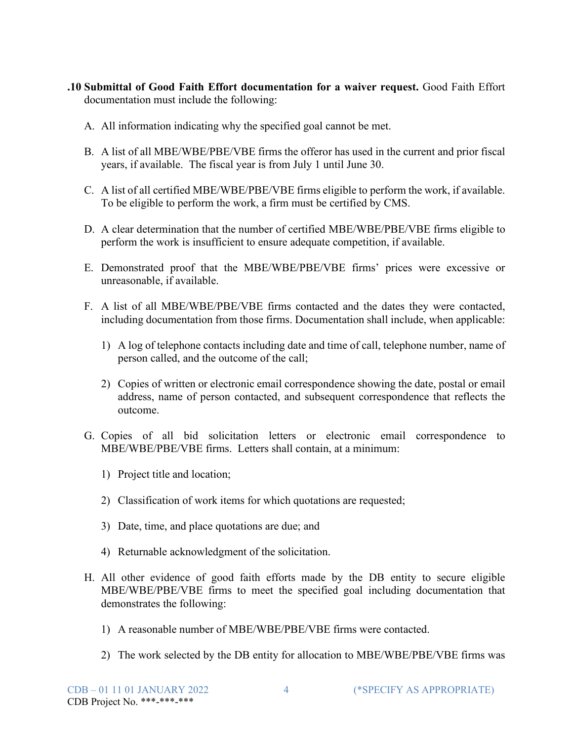**.10 Submittal of Good Faith Effort documentation for a waiver request.** Good Faith Effort documentation must include the following:

A. All information indicating why the specified goal cannot be met.

B. A list of all MBE/WBE/PBE/VBE firms the offeror has used in the current and prior fiscal years, if available. The fiscal year is from July 1 until June 30.

C. A list of all certified MBE/WBE/PBE/VBE firms eligible to perform the work, if available. To be eligible to perform the work, a firm must be certified by CMS.

D. A clear determination that the number of certified MBE/WBE/PBE/VBE firms eligible to perform the work is insufficient to ensure adequate competition, if available.

E. Demonstrated proof that the MBE/WBE/PBE/VBE firms' prices were excessive or unreasonable, if available.

F. A list of all MBE/WBE/PBE/VBE firms contacted and the dates they were contacted, including documentation from those firms. Documentation shall include, when applicable:

   1) A log of telephone contacts including date and time of call, telephone number, name of person called, and the outcome of the call;

   2) Copies of written or electronic email correspondence showing the date, postal or email address, name of person contacted, and subsequent correspondence that reflects the outcome.

G. Copies of all bid solicitation letters or electronic email correspondence to MBE/WBE/PBE/VBE firms. Letters shall contain, at a minimum:

   1) Project title and location;

   2) Classification of work items for which quotations are requested;

   3) Date, time, and place quotations are due; and

   4) Returnable acknowledgment of the solicitation.

H. All other evidence of good faith efforts made by the DB entity to secure eligible MBE/WBE/PBE/VBE firms to meet the specified goal including documentation that demonstrates the following:

   1) A reasonable number of MBE/WBE/PBE/VBE firms were contacted.

   2) The work selected by the DB entity for allocation to MBE/WBE/PBE/VBE firms was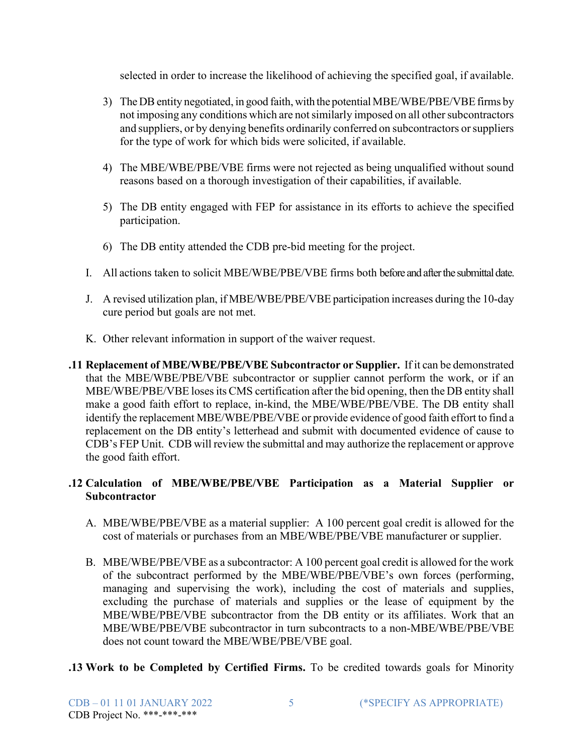selected in order to increase the likelihood of achieving the specified goal, if available.

3) The DB entity negotiated, in good faith, with the potential MBE/WBE/PBE/VBE firms by not imposing any conditions which are not similarly imposed on all other subcontractors and suppliers, or by denying benefits ordinarily conferred on subcontractors or suppliers for the type of work for which bids were solicited, if available.

4) The MBE/WBE/PBE/VBE firms were not rejected as being unqualified without sound reasons based on a thorough investigation of their capabilities, if available.

5) The DB entity engaged with FEP for assistance in its efforts to achieve the specified participation.

6) The DB entity attended the CDB pre-bid meeting for the project.

I. All actions taken to solicit MBE/WBE/PBE/VBE firms both before and after the submittal date.

J. A revised utilization plan, if MBE/WBE/PBE/VBE participation increases during the 10-day cure period but goals are not met.

K. Other relevant information in support of the waiver request.

**.11 Replacement of MBE/WBE/PBE/VBE Subcontractor or Supplier.** If it can be demonstrated that the MBE/WBE/PBE/VBE subcontractor or supplier cannot perform the work, or if an MBE/WBE/PBE/VBE loses its CMS certification after the bid opening, then the DB entity shall make a good faith effort to replace, in-kind, the MBE/WBE/PBE/VBE. The DB entity shall identify the replacement MBE/WBE/PBE/VBE or provide evidence of good faith effort to find a replacement on the DB entity's letterhead and submit with documented evidence of cause to CDB's FEP Unit. CDB will review the submittal and may authorize the replacement or approve the good faith effort.

**.12 Calculation of MBE/WBE/PBE/VBE Participation as a Material Supplier or Subcontractor**

A. MBE/WBE/PBE/VBE as a material supplier: A 100 percent goal credit is allowed for the cost of materials or purchases from an MBE/WBE/PBE/VBE manufacturer or supplier.

B. MBE/WBE/PBE/VBE as a subcontractor: A 100 percent goal credit is allowed for the work of the subcontract performed by the MBE/WBE/PBE/VBE's own forces (performing, managing and supervising the work), including the cost of materials and supplies, excluding the purchase of materials and supplies or the lease of equipment by the MBE/WBE/PBE/VBE subcontractor from the DB entity or its affiliates. Work that an MBE/WBE/PBE/VBE subcontractor in turn subcontracts to a non-MBE/WBE/PBE/VBE does not count toward the MBE/WBE/PBE/VBE goal.

**.13 Work to be Completed by Certified Firms.** To be credited towards goals for Minority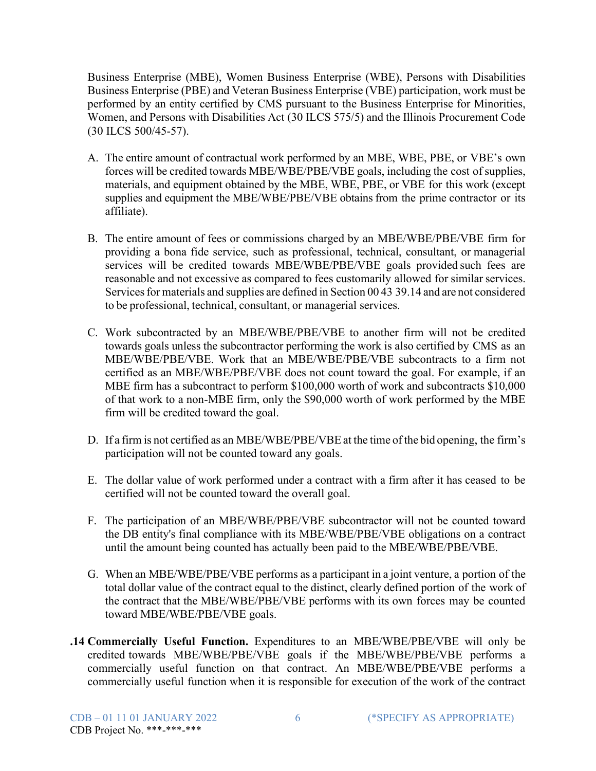Business Enterprise (MBE), Women Business Enterprise (WBE), Persons with Disabilities Business Enterprise (PBE) and Veteran Business Enterprise (VBE) participation, work must be performed by an entity certified by CMS pursuant to the Business Enterprise for Minorities, Women, and Persons with Disabilities Act (30 ILCS 575/5) and the Illinois Procurement Code (30 ILCS 500/45-57).

A. The entire amount of contractual work performed by an MBE, WBE, PBE, or VBE's own forces will be credited towards MBE/WBE/PBE/VBE goals, including the cost of supplies, materials, and equipment obtained by the MBE, WBE, PBE, or VBE for this work (except supplies and equipment the MBE/WBE/PBE/VBE obtains from the prime contractor or its affiliate).

B. The entire amount of fees or commissions charged by an MBE/WBE/PBE/VBE firm for providing a bona fide service, such as professional, technical, consultant, or managerial services will be credited towards MBE/WBE/PBE/VBE goals provided such fees are reasonable and not excessive as compared to fees customarily allowed for similar services. Services for materials and supplies are defined in Section 00 43 39.14 and are not considered to be professional, technical, consultant, or managerial services.

C. Work subcontracted by an MBE/WBE/PBE/VBE to another firm will not be credited towards goals unless the subcontractor performing the work is also certified by CMS as an MBE/WBE/PBE/VBE. Work that an MBE/WBE/PBE/VBE subcontracts to a firm not certified as an MBE/WBE/PBE/VBE does not count toward the goal. For example, if an MBE firm has a subcontract to perform $100,000 worth of work and subcontracts $10,000 of that work to a non-MBE firm, only the $90,000 worth of work performed by the MBE firm will be credited toward the goal.

D. If a firm is not certified as an MBE/WBE/PBE/VBE at the time of the bid opening, the firm's participation will not be counted toward any goals.

E. The dollar value of work performed under a contract with a firm after it has ceased to be certified will not be counted toward the overall goal.

F. The participation of an MBE/WBE/PBE/VBE subcontractor will not be counted toward the DB entity's final compliance with its MBE/WBE/PBE/VBE obligations on a contract until the amount being counted has actually been paid to the MBE/WBE/PBE/VBE.

G. When an MBE/WBE/PBE/VBE performs as a participant in a joint venture, a portion of the total dollar value of the contract equal to the distinct, clearly defined portion of the work of the contract that the MBE/WBE/PBE/VBE performs with its own forces may be counted toward MBE/WBE/PBE/VBE goals.

**.14 Commercially Useful Function.** Expenditures to an MBE/WBE/PBE/VBE will only be credited towards MBE/WBE/PBE/VBE goals if the MBE/WBE/PBE/VBE performs a commercially useful function on that contract. An MBE/WBE/PBE/VBE performs a commercially useful function when it is responsible for execution of the work of the contract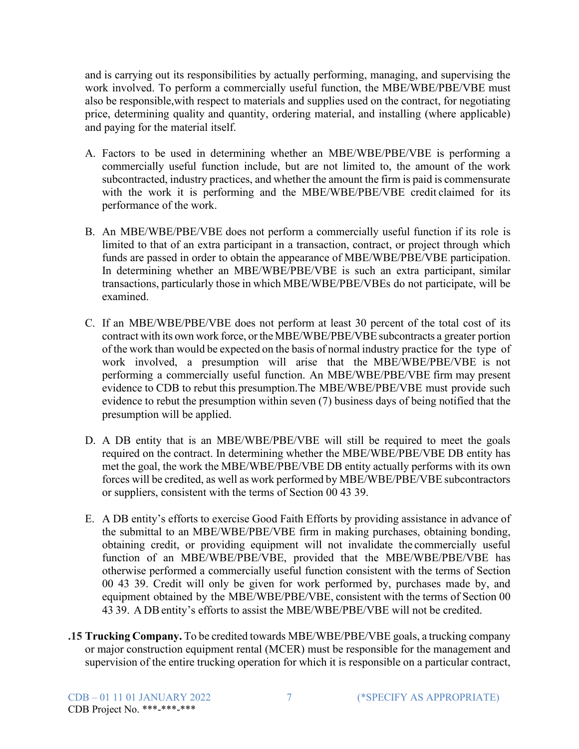and is carrying out its responsibilities by actually performing, managing, and supervising the work involved. To perform a commercially useful function, the MBE/WBE/PBE/VBE must also be responsible,with respect to materials and supplies used on the contract, for negotiating price, determining quality and quantity, ordering material, and installing (where applicable) and paying for the material itself.

A. Factors to be used in determining whether an MBE/WBE/PBE/VBE is performing a commercially useful function include, but are not limited to, the amount of the work subcontracted, industry practices, and whether the amount the firm is paid is commensurate with the work it is performing and the MBE/WBE/PBE/VBE credit claimed for its performance of the work.

B. An MBE/WBE/PBE/VBE does not perform a commercially useful function if its role is limited to that of an extra participant in a transaction, contract, or project through which funds are passed in order to obtain the appearance of MBE/WBE/PBE/VBE participation. In determining whether an MBE/WBE/PBE/VBE is such an extra participant, similar transactions, particularly those in which MBE/WBE/PBE/VBEs do not participate, will be examined.

C. If an MBE/WBE/PBE/VBE does not perform at least 30 percent of the total cost of its contract with its own work force, or the MBE/WBE/PBE/VBE subcontracts a greater portion of the work than would be expected on the basis of normal industry practice for the type of work involved, a presumption will arise that the MBE/WBE/PBE/VBE is not performing a commercially useful function. An MBE/WBE/PBE/VBE firm may present evidence to CDB to rebut this presumption.The MBE/WBE/PBE/VBE must provide such evidence to rebut the presumption within seven (7) business days of being notified that the presumption will be applied.

D. A DB entity that is an MBE/WBE/PBE/VBE will still be required to meet the goals required on the contract. In determining whether the MBE/WBE/PBE/VBE DB entity has met the goal, the work the MBE/WBE/PBE/VBE DB entity actually performs with its own forces will be credited, as well as work performed by MBE/WBE/PBE/VBE subcontractors or suppliers, consistent with the terms of Section 00 43 39.

E. A DB entity's efforts to exercise Good Faith Efforts by providing assistance in advance of the submittal to an MBE/WBE/PBE/VBE firm in making purchases, obtaining bonding, obtaining credit, or providing equipment will not invalidate the commercially useful function of an MBE/WBE/PBE/VBE, provided that the MBE/WBE/PBE/VBE has otherwise performed a commercially useful function consistent with the terms of Section 00 43 39. Credit will only be given for work performed by, purchases made by, and equipment obtained by the MBE/WBE/PBE/VBE, consistent with the terms of Section 00 43 39. A DB entity's efforts to assist the MBE/WBE/PBE/VBE will not be credited.

**.15 Trucking Company.** To be credited towards MBE/WBE/PBE/VBE goals, a trucking company or major construction equipment rental (MCER) must be responsible for the management and supervision of the entire trucking operation for which it is responsible on a particular contract,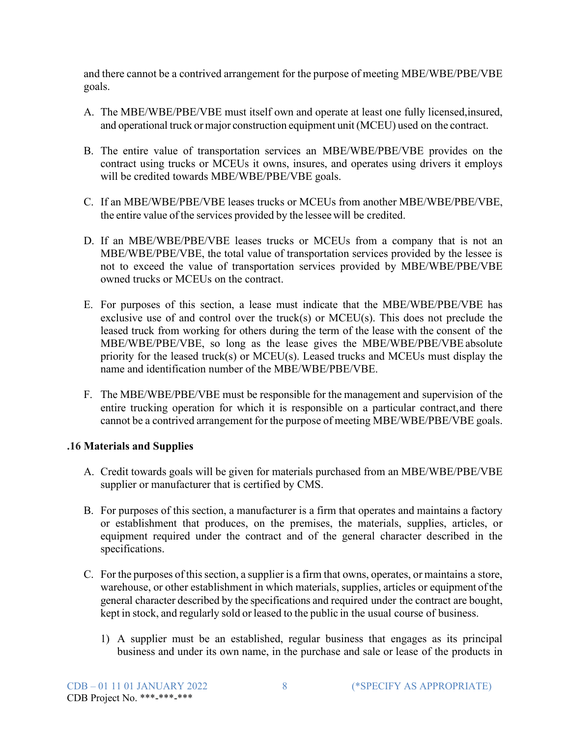and there cannot be a contrived arrangement for the purpose of meeting MBE/WBE/PBE/VBE goals.

A. The MBE/WBE/PBE/VBE must itself own and operate at least one fully licensed, insured, and operational truck or major construction equipment unit (MCEU) used on the contract.

B. The entire value of transportation services an MBE/WBE/PBE/VBE provides on the contract using trucks or MCEUs it owns, insures, and operates using drivers it employs will be credited towards MBE/WBE/PBE/VBE goals.

C. If an MBE/WBE/PBE/VBE leases trucks or MCEUs from another MBE/WBE/PBE/VBE, the entire value of the services provided by the lessee will be credited.

D. If an MBE/WBE/PBE/VBE leases trucks or MCEUs from a company that is not an MBE/WBE/PBE/VBE, the total value of transportation services provided by the lessee is not to exceed the value of transportation services provided by MBE/WBE/PBE/VBE owned trucks or MCEUs on the contract.

E. For purposes of this section, a lease must indicate that the MBE/WBE/PBE/VBE has exclusive use of and control over the truck(s) or MCEU(s). This does not preclude the leased truck from working for others during the term of the lease with the consent of the MBE/WBE/PBE/VBE, so long as the lease gives the MBE/WBE/PBE/VBE absolute priority for the leased truck(s) or MCEU(s). Leased trucks and MCEUs must display the name and identification number of the MBE/WBE/PBE/VBE.

F. The MBE/WBE/PBE/VBE must be responsible for the management and supervision of the entire trucking operation for which it is responsible on a particular contract, and there cannot be a contrived arrangement for the purpose of meeting MBE/WBE/PBE/VBE goals.

**.16 Materials and Supplies**

A. Credit towards goals will be given for materials purchased from an MBE/WBE/PBE/VBE supplier or manufacturer that is certified by CMS.

B. For purposes of this section, a manufacturer is a firm that operates and maintains a factory or establishment that produces, on the premises, the materials, supplies, articles, or equipment required under the contract and of the general character described in the specifications.

C. For the purposes of this section, a supplier is a firm that owns, operates, or maintains a store, warehouse, or other establishment in which materials, supplies, articles or equipment of the general character described by the specifications and required under the contract are bought, kept in stock, and regularly sold or leased to the public in the usual course of business.

1) A supplier must be an established, regular business that engages as its principal business and under its own name, in the purchase and sale or lease of the products in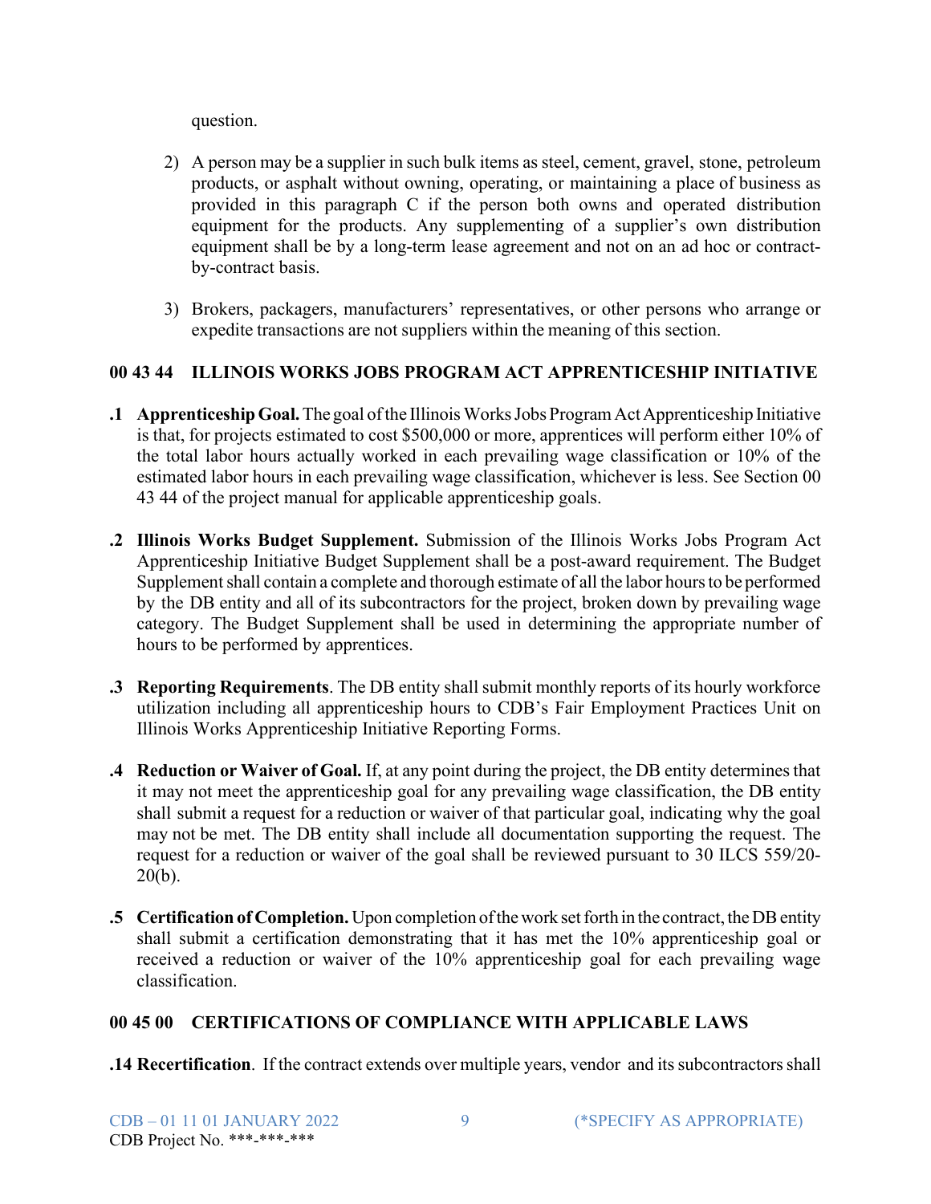question.

2) A person may be a supplier in such bulk items as steel, cement, gravel, stone, petroleum products, or asphalt without owning, operating, or maintaining a place of business as provided in this paragraph C if the person both owns and operated distribution equipment for the products. Any supplementing of a supplier's own distribution equipment shall be by a long-term lease agreement and not on an ad hoc or contract-by-contract basis.

3) Brokers, packagers, manufacturers' representatives, or other persons who arrange or expedite transactions are not suppliers within the meaning of this section.

## 00 43 44 ILLINOIS WORKS JOBS PROGRAM ACT APPRENTICESHIP INITIATIVE

**.1 Apprenticeship Goal.** The goal of the Illinois Works Jobs Program Act Apprenticeship Initiative is that, for projects estimated to cost $500,000 or more, apprentices will perform either 10% of the total labor hours actually worked in each prevailing wage classification or 10% of the estimated labor hours in each prevailing wage classification, whichever is less. See Section 00 43 44 of the project manual for applicable apprenticeship goals.

**.2 Illinois Works Budget Supplement.** Submission of the Illinois Works Jobs Program Act Apprenticeship Initiative Budget Supplement shall be a post-award requirement. The Budget Supplement shall contain a complete and thorough estimate of all the labor hours to be performed by the DB entity and all of its subcontractors for the project, broken down by prevailing wage category. The Budget Supplement shall be used in determining the appropriate number of hours to be performed by apprentices.

**.3 Reporting Requirements**. The DB entity shall submit monthly reports of its hourly workforce utilization including all apprenticeship hours to CDB's Fair Employment Practices Unit on Illinois Works Apprenticeship Initiative Reporting Forms.

**.4 Reduction or Waiver of Goal.** If, at any point during the project, the DB entity determines that it may not meet the apprenticeship goal for any prevailing wage classification, the DB entity shall submit a request for a reduction or waiver of that particular goal, indicating why the goal may not be met. The DB entity shall include all documentation supporting the request. The request for a reduction or waiver of the goal shall be reviewed pursuant to 30 ILCS 559/20-20(b).

**.5 Certification of Completion.** Upon completion of the work set forth in the contract, the DB entity shall submit a certification demonstrating that it has met the 10% apprenticeship goal or received a reduction or waiver of the 10% apprenticeship goal for each prevailing wage classification.

## 00 45 00 CERTIFICATIONS OF COMPLIANCE WITH APPLICABLE LAWS

**.14 Recertification**. If the contract extends over multiple years, vendor and its subcontractors shall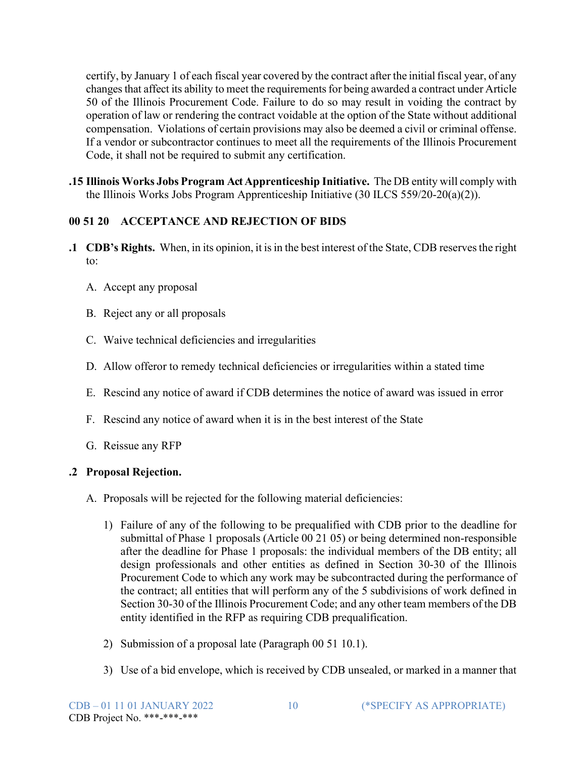certify, by January 1 of each fiscal year covered by the contract after the initial fiscal year, of any changes that affect its ability to meet the requirements for being awarded a contract under Article 50 of the Illinois Procurement Code. Failure to do so may result in voiding the contract by operation of law or rendering the contract voidable at the option of the State without additional compensation. Violations of certain provisions may also be deemed a civil or criminal offense. If a vendor or subcontractor continues to meet all the requirements of the Illinois Procurement Code, it shall not be required to submit any certification.

**.15 Illinois Works Jobs Program Act Apprenticeship Initiative.** The DB entity will comply with the Illinois Works Jobs Program Apprenticeship Initiative (30 ILCS 559/20-20(a)(2)).

## 00 51 20 ACCEPTANCE AND REJECTION OF BIDS

**.1 CDB's Rights.** When, in its opinion, it is in the best interest of the State, CDB reserves the right to:

A. Accept any proposal

B. Reject any or all proposals

C. Waive technical deficiencies and irregularities

D. Allow offeror to remedy technical deficiencies or irregularities within a stated time

E. Rescind any notice of award if CDB determines the notice of award was issued in error

F. Rescind any notice of award when it is in the best interest of the State

G. Reissue any RFP

**.2 Proposal Rejection.**

A. Proposals will be rejected for the following material deficiencies:

1) Failure of any of the following to be prequalified with CDB prior to the deadline for submittal of Phase 1 proposals (Article 00 21 05) or being determined non-responsible after the deadline for Phase 1 proposals: the individual members of the DB entity; all design professionals and other entities as defined in Section 30-30 of the Illinois Procurement Code to which any work may be subcontracted during the performance of the contract; all entities that will perform any of the 5 subdivisions of work defined in Section 30-30 of the Illinois Procurement Code; and any other team members of the DB entity identified in the RFP as requiring CDB prequalification.

2) Submission of a proposal late (Paragraph 00 51 10.1).

3) Use of a bid envelope, which is received by CDB unsealed, or marked in a manner that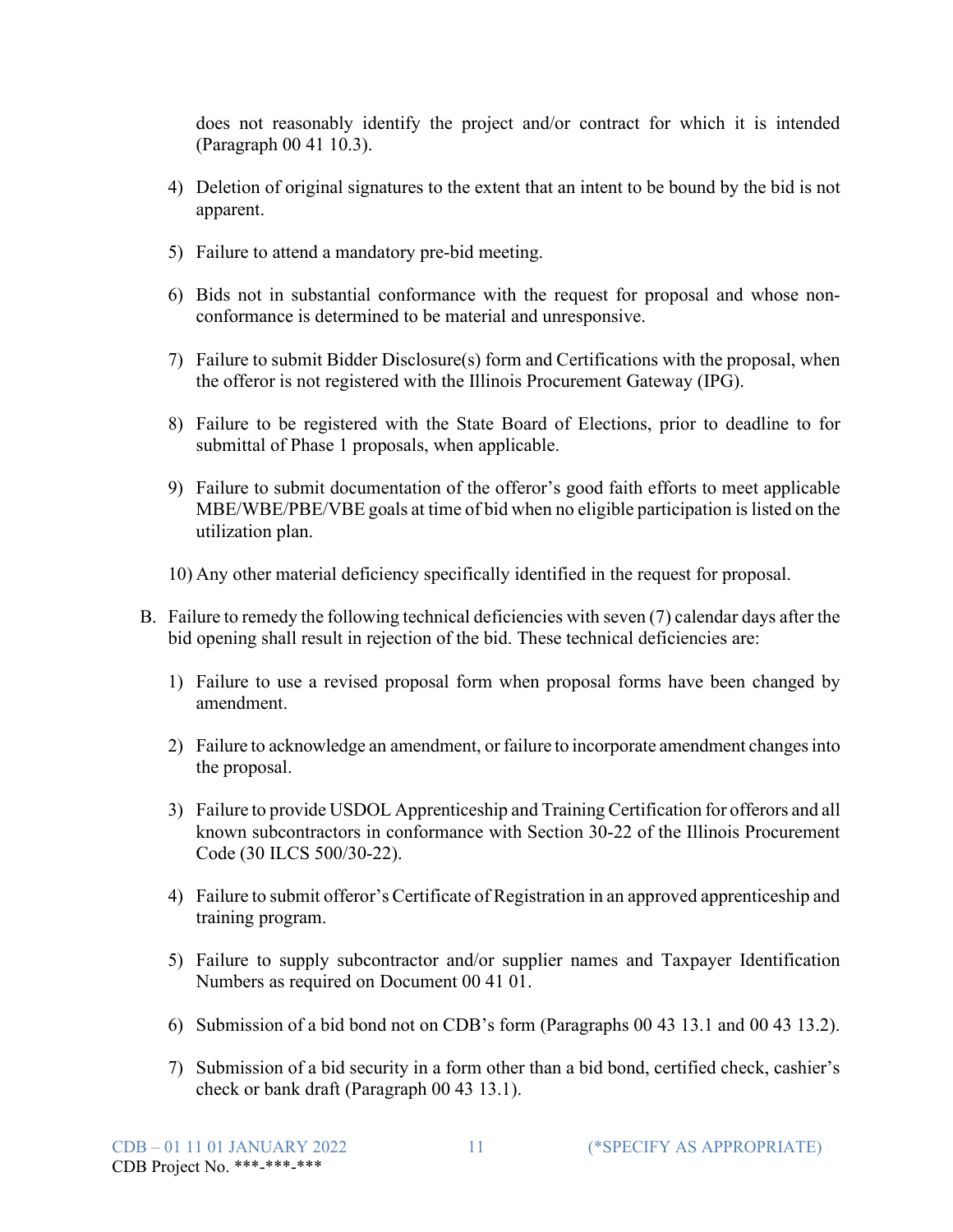does not reasonably identify the project and/or contract for which it is intended (Paragraph 00 41 10.3).

4) Deletion of original signatures to the extent that an intent to be bound by the bid is not apparent.

5) Failure to attend a mandatory pre-bid meeting.

6) Bids not in substantial conformance with the request for proposal and whose non-conformance is determined to be material and unresponsive.

7) Failure to submit Bidder Disclosure(s) form and Certifications with the proposal, when the offeror is not registered with the Illinois Procurement Gateway (IPG).

8) Failure to be registered with the State Board of Elections, prior to deadline to for submittal of Phase 1 proposals, when applicable.

9) Failure to submit documentation of the offeror's good faith efforts to meet applicable MBE/WBE/PBE/VBE goals at time of bid when no eligible participation is listed on the utilization plan.

10) Any other material deficiency specifically identified in the request for proposal.

B. Failure to remedy the following technical deficiencies with seven (7) calendar days after the bid opening shall result in rejection of the bid. These technical deficiencies are:

1) Failure to use a revised proposal form when proposal forms have been changed by amendment.

2) Failure to acknowledge an amendment, or failure to incorporate amendment changes into the proposal.

3) Failure to provide USDOL Apprenticeship and Training Certification for offerors and all known subcontractors in conformance with Section 30-22 of the Illinois Procurement Code (30 ILCS 500/30-22).

4) Failure to submit offeror's Certificate of Registration in an approved apprenticeship and training program.

5) Failure to supply subcontractor and/or supplier names and Taxpayer Identification Numbers as required on Document 00 41 01.

6) Submission of a bid bond not on CDB's form (Paragraphs 00 43 13.1 and 00 43 13.2).

7) Submission of a bid security in a form other than a bid bond, certified check, cashier's check or bank draft (Paragraph 00 43 13.1).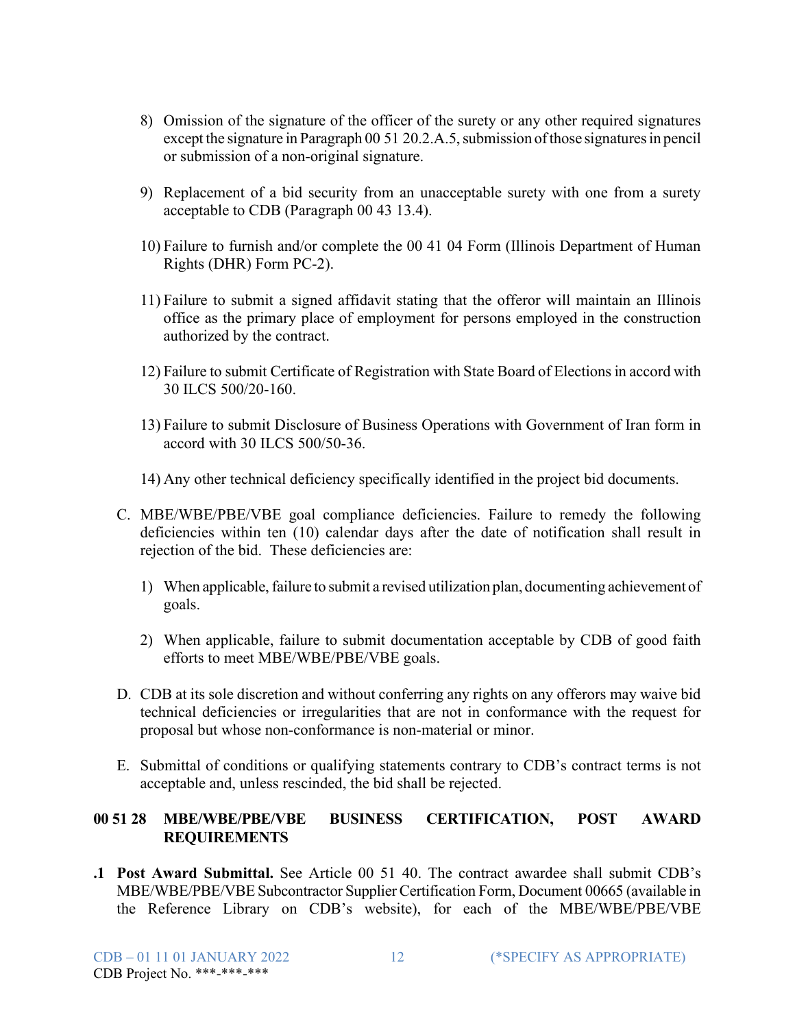8) Omission of the signature of the officer of the surety or any other required signatures except the signature in Paragraph 00 51 20.2.A.5, submission of those signatures in pencil or submission of a non-original signature.

9) Replacement of a bid security from an unacceptable surety with one from a surety acceptable to CDB (Paragraph 00 43 13.4).

10) Failure to furnish and/or complete the 00 41 04 Form (Illinois Department of Human Rights (DHR) Form PC-2).

11) Failure to submit a signed affidavit stating that the offeror will maintain an Illinois office as the primary place of employment for persons employed in the construction authorized by the contract.

12) Failure to submit Certificate of Registration with State Board of Elections in accord with 30 ILCS 500/20-160.

13) Failure to submit Disclosure of Business Operations with Government of Iran form in accord with 30 ILCS 500/50-36.

14) Any other technical deficiency specifically identified in the project bid documents.

C. MBE/WBE/PBE/VBE goal compliance deficiencies. Failure to remedy the following deficiencies within ten (10) calendar days after the date of notification shall result in rejection of the bid. These deficiencies are:

1) When applicable, failure to submit a revised utilization plan, documenting achievement of goals.

2) When applicable, failure to submit documentation acceptable by CDB of good faith efforts to meet MBE/WBE/PBE/VBE goals.

D. CDB at its sole discretion and without conferring any rights on any offerors may waive bid technical deficiencies or irregularities that are not in conformance with the request for proposal but whose non-conformance is non-material or minor.

E. Submittal of conditions or qualifying statements contrary to CDB's contract terms is not acceptable and, unless rescinded, the bid shall be rejected.

## 00 51 28 MBE/WBE/PBE/VBE BUSINESS CERTIFICATION, POST AWARD REQUIREMENTS

**.1 Post Award Submittal.** See Article 00 51 40. The contract awardee shall submit CDB's MBE/WBE/PBE/VBE Subcontractor Supplier Certification Form, Document 00665 (available in the Reference Library on CDB's website), for each of the MBE/WBE/PBE/VBE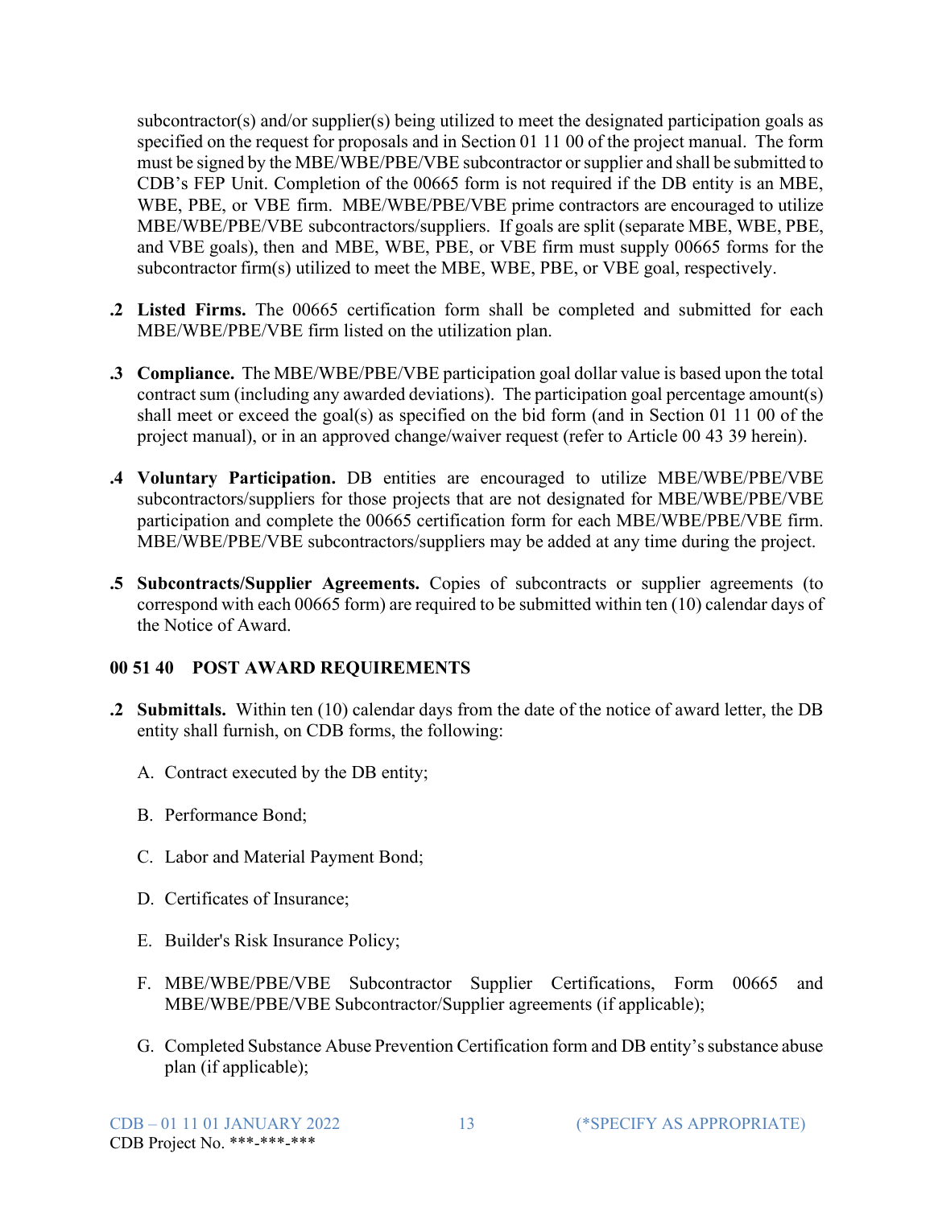subcontractor(s) and/or supplier(s) being utilized to meet the designated participation goals as specified on the request for proposals and in Section 01 11 00 of the project manual. The form must be signed by the MBE/WBE/PBE/VBE subcontractor or supplier and shall be submitted to CDB's FEP Unit. Completion of the 00665 form is not required if the DB entity is an MBE, WBE, PBE, or VBE firm. MBE/WBE/PBE/VBE prime contractors are encouraged to utilize MBE/WBE/PBE/VBE subcontractors/suppliers. If goals are split (separate MBE, WBE, PBE, and VBE goals), then and MBE, WBE, PBE, or VBE firm must supply 00665 forms for the subcontractor firm(s) utilized to meet the MBE, WBE, PBE, or VBE goal, respectively.

**.2 Listed Firms.** The 00665 certification form shall be completed and submitted for each MBE/WBE/PBE/VBE firm listed on the utilization plan.

**.3 Compliance.** The MBE/WBE/PBE/VBE participation goal dollar value is based upon the total contract sum (including any awarded deviations). The participation goal percentage amount(s) shall meet or exceed the goal(s) as specified on the bid form (and in Section 01 11 00 of the project manual), or in an approved change/waiver request (refer to Article 00 43 39 herein).

**.4 Voluntary Participation.** DB entities are encouraged to utilize MBE/WBE/PBE/VBE subcontractors/suppliers for those projects that are not designated for MBE/WBE/PBE/VBE participation and complete the 00665 certification form for each MBE/WBE/PBE/VBE firm. MBE/WBE/PBE/VBE subcontractors/suppliers may be added at any time during the project.

**.5 Subcontracts/Supplier Agreements.** Copies of subcontracts or supplier agreements (to correspond with each 00665 form) are required to be submitted within ten (10) calendar days of the Notice of Award.

## 00 51 40 POST AWARD REQUIREMENTS

**.2 Submittals.** Within ten (10) calendar days from the date of the notice of award letter, the DB entity shall furnish, on CDB forms, the following:

A. Contract executed by the DB entity;

B. Performance Bond;

C. Labor and Material Payment Bond;

D. Certificates of Insurance;

E. Builder's Risk Insurance Policy;

F. MBE/WBE/PBE/VBE Subcontractor Supplier Certifications, Form 00665 and MBE/WBE/PBE/VBE Subcontractor/Supplier agreements (if applicable);

G. Completed Substance Abuse Prevention Certification form and DB entity's substance abuse plan (if applicable);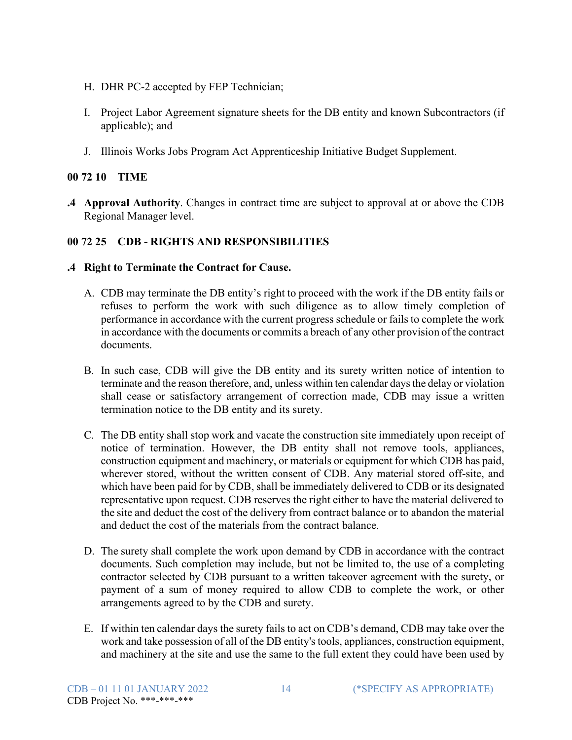H. DHR PC-2 accepted by FEP Technician;

I. Project Labor Agreement signature sheets for the DB entity and known Subcontractors (if applicable); and

J. Illinois Works Jobs Program Act Apprenticeship Initiative Budget Supplement.

## 00 72 10 TIME

**.4 Approval Authority**. Changes in contract time are subject to approval at or above the CDB Regional Manager level.

## 00 72 25 CDB - RIGHTS AND RESPONSIBILITIES

**.4 Right to Terminate the Contract for Cause.**

A. CDB may terminate the DB entity's right to proceed with the work if the DB entity fails or refuses to perform the work with such diligence as to allow timely completion of performance in accordance with the current progress schedule or fails to complete the work in accordance with the documents or commits a breach of any other provision of the contract documents.

B. In such case, CDB will give the DB entity and its surety written notice of intention to terminate and the reason therefore, and, unless within ten calendar days the delay or violation shall cease or satisfactory arrangement of correction made, CDB may issue a written termination notice to the DB entity and its surety.

C. The DB entity shall stop work and vacate the construction site immediately upon receipt of notice of termination. However, the DB entity shall not remove tools, appliances, construction equipment and machinery, or materials or equipment for which CDB has paid, wherever stored, without the written consent of CDB. Any material stored off-site, and which have been paid for by CDB, shall be immediately delivered to CDB or its designated representative upon request. CDB reserves the right either to have the material delivered to the site and deduct the cost of the delivery from contract balance or to abandon the material and deduct the cost of the materials from the contract balance.

D. The surety shall complete the work upon demand by CDB in accordance with the contract documents. Such completion may include, but not be limited to, the use of a completing contractor selected by CDB pursuant to a written takeover agreement with the surety, or payment of a sum of money required to allow CDB to complete the work, or other arrangements agreed to by the CDB and surety.

E. If within ten calendar days the surety fails to act on CDB's demand, CDB may take over the work and take possession of all of the DB entity's tools, appliances, construction equipment, and machinery at the site and use the same to the full extent they could have been used by

CDB – 01 11 01 JANUARY 2022 (*SPECIFY AS APPROPRIATE)
CDB Project No. ***-***-***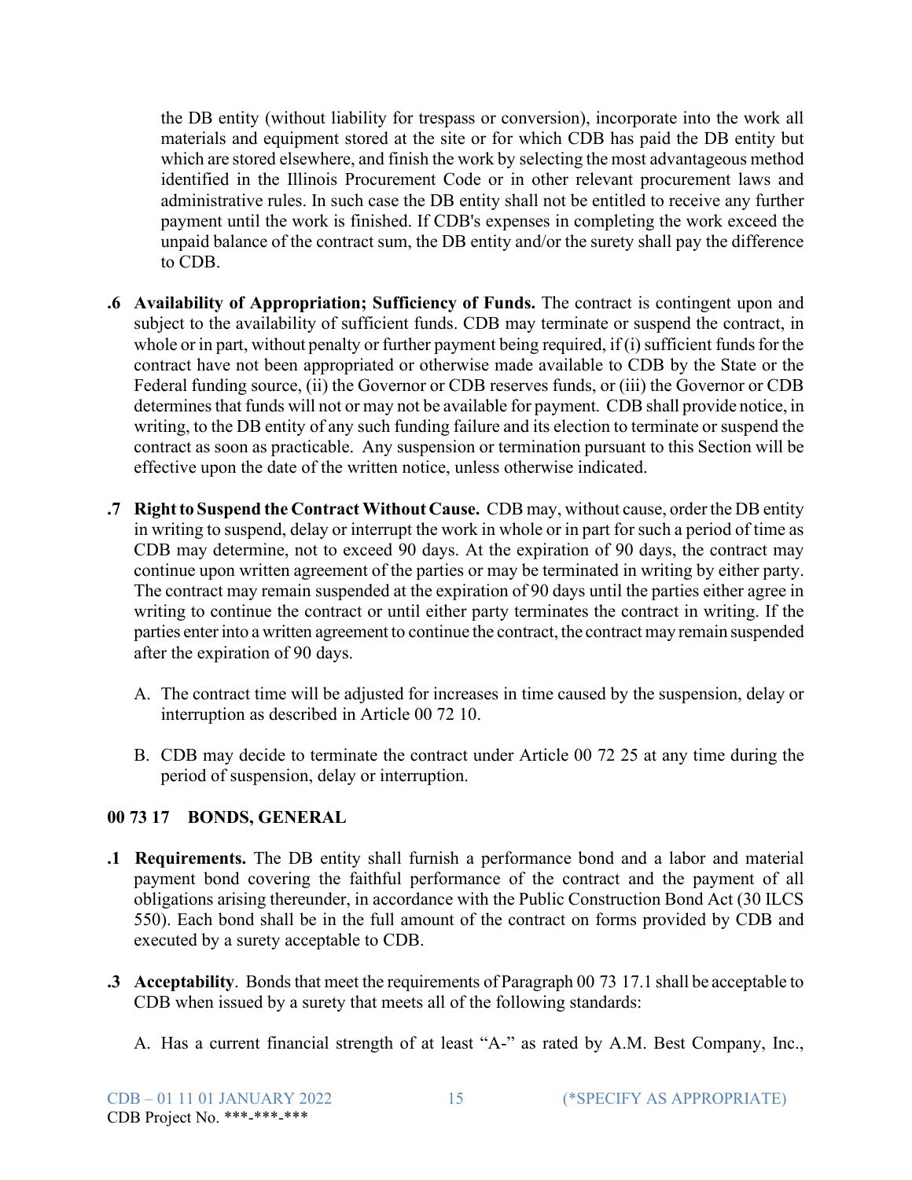the DB entity (without liability for trespass or conversion), incorporate into the work all materials and equipment stored at the site or for which CDB has paid the DB entity but which are stored elsewhere, and finish the work by selecting the most advantageous method identified in the Illinois Procurement Code or in other relevant procurement laws and administrative rules. In such case the DB entity shall not be entitled to receive any further payment until the work is finished. If CDB's expenses in completing the work exceed the unpaid balance of the contract sum, the DB entity and/or the surety shall pay the difference to CDB.

**.6 Availability of Appropriation; Sufficiency of Funds.** The contract is contingent upon and subject to the availability of sufficient funds. CDB may terminate or suspend the contract, in whole or in part, without penalty or further payment being required, if (i) sufficient funds for the contract have not been appropriated or otherwise made available to CDB by the State or the Federal funding source, (ii) the Governor or CDB reserves funds, or (iii) the Governor or CDB determines that funds will not or may not be available for payment. CDB shall provide notice, in writing, to the DB entity of any such funding failure and its election to terminate or suspend the contract as soon as practicable. Any suspension or termination pursuant to this Section will be effective upon the date of the written notice, unless otherwise indicated.

**.7 Right to Suspend the Contract Without Cause.** CDB may, without cause, order the DB entity in writing to suspend, delay or interrupt the work in whole or in part for such a period of time as CDB may determine, not to exceed 90 days. At the expiration of 90 days, the contract may continue upon written agreement of the parties or may be terminated in writing by either party. The contract may remain suspended at the expiration of 90 days until the parties either agree in writing to continue the contract or until either party terminates the contract in writing. If the parties enter into a written agreement to continue the contract, the contract may remain suspended after the expiration of 90 days.

A. The contract time will be adjusted for increases in time caused by the suspension, delay or interruption as described in Article 00 72 10.

B. CDB may decide to terminate the contract under Article 00 72 25 at any time during the period of suspension, delay or interruption.

## 00 73 17 BONDS, GENERAL

**.1 Requirements.** The DB entity shall furnish a performance bond and a labor and material payment bond covering the faithful performance of the contract and the payment of all obligations arising thereunder, in accordance with the Public Construction Bond Act (30 ILCS 550). Each bond shall be in the full amount of the contract on forms provided by CDB and executed by a surety acceptable to CDB.

**.3 Acceptability**. Bonds that meet the requirements of Paragraph 00 73 17.1 shall be acceptable to CDB when issued by a surety that meets all of the following standards:

A. Has a current financial strength of at least "A-" as rated by A.M. Best Company, Inc.,

CDB – 01 11 01 JANUARY 2022 (*SPECIFY AS APPROPRIATE)
CDB Project No. ***-***-***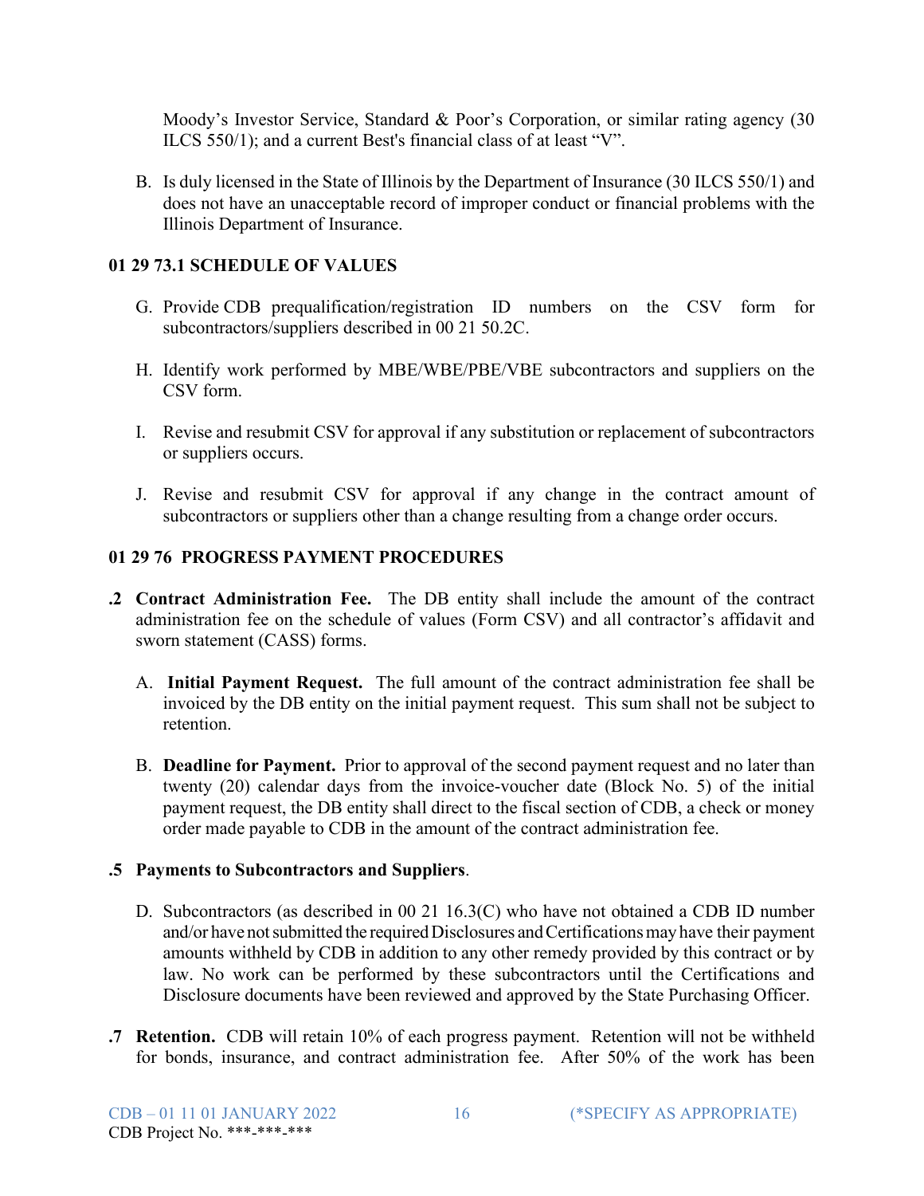Moody's Investor Service, Standard & Poor's Corporation, or similar rating agency (30 ILCS 550/1); and a current Best's financial class of at least "V".

B. Is duly licensed in the State of Illinois by the Department of Insurance (30 ILCS 550/1) and does not have an unacceptable record of improper conduct or financial problems with the Illinois Department of Insurance.

### 01 29 73.1 SCHEDULE OF VALUES

G. Provide CDB prequalification/registration ID numbers on the CSV form for subcontractors/suppliers described in 00 21 50.2C.

H. Identify work performed by MBE/WBE/PBE/VBE subcontractors and suppliers on the CSV form.

I. Revise and resubmit CSV for approval if any substitution or replacement of subcontractors or suppliers occurs.

J. Revise and resubmit CSV for approval if any change in the contract amount of subcontractors or suppliers other than a change resulting from a change order occurs.

### 01 29 76 PROGRESS PAYMENT PROCEDURES

**.2 Contract Administration Fee.** The DB entity shall include the amount of the contract administration fee on the schedule of values (Form CSV) and all contractor's affidavit and sworn statement (CASS) forms.

A. **Initial Payment Request.** The full amount of the contract administration fee shall be invoiced by the DB entity on the initial payment request. This sum shall not be subject to retention.

B. **Deadline for Payment.** Prior to approval of the second payment request and no later than twenty (20) calendar days from the invoice-voucher date (Block No. 5) of the initial payment request, the DB entity shall direct to the fiscal section of CDB, a check or money order made payable to CDB in the amount of the contract administration fee.

**.5 Payments to Subcontractors and Suppliers**.

D. Subcontractors (as described in 00 21 16.3(C) who have not obtained a CDB ID number and/or have not submitted the required Disclosures and Certifications may have their payment amounts withheld by CDB in addition to any other remedy provided by this contract or by law. No work can be performed by these subcontractors until the Certifications and Disclosure documents have been reviewed and approved by the State Purchasing Officer.

**.7 Retention.** CDB will retain 10% of each progress payment. Retention will not be withheld for bonds, insurance, and contract administration fee. After 50% of the work has been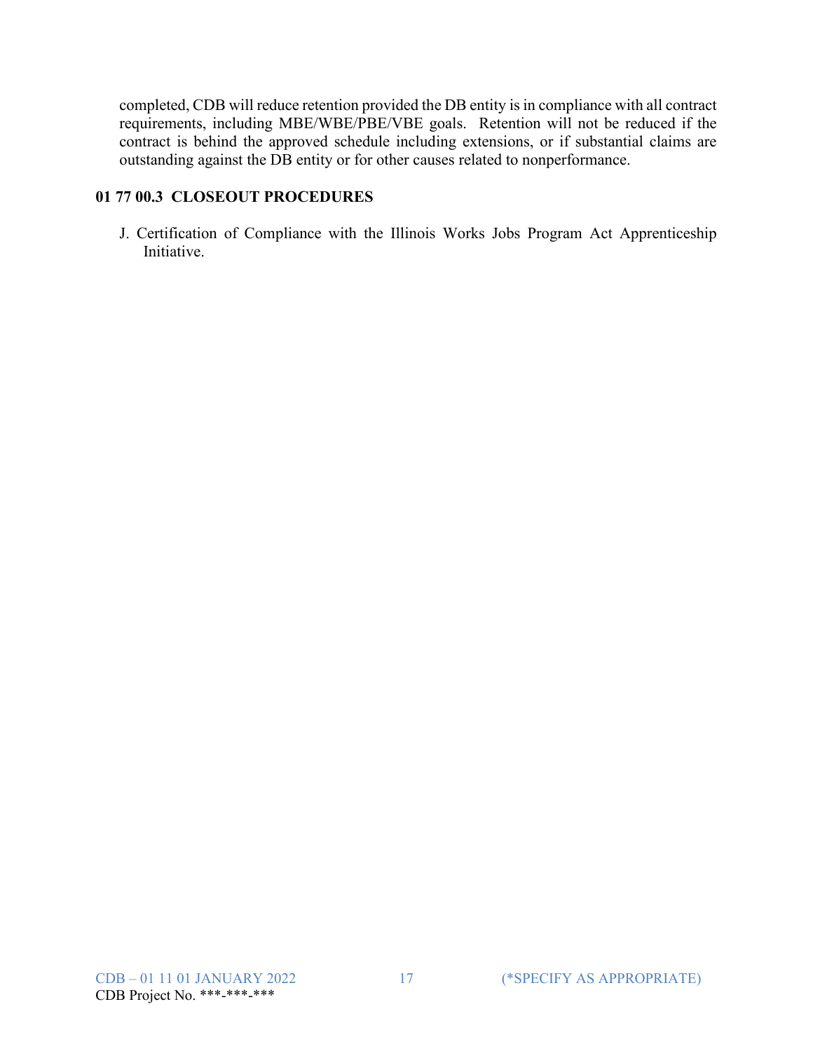completed, CDB will reduce retention provided the DB entity is in compliance with all contract requirements, including MBE/WBE/PBE/VBE goals. Retention will not be reduced if the contract is behind the approved schedule including extensions, or if substantial claims are outstanding against the DB entity or for other causes related to nonperformance.

**01 77 00.3 CLOSEOUT PROCEDURES**

J. Certification of Compliance with the Illinois Works Jobs Program Act Apprenticeship Initiative.